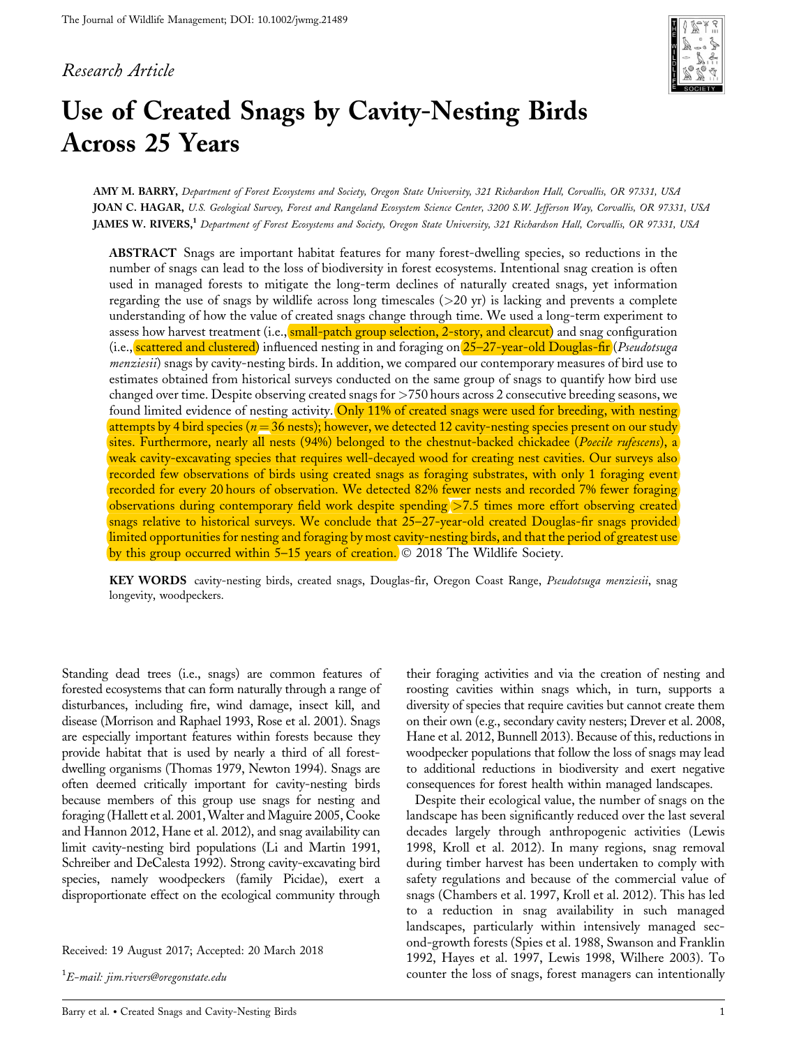*Research Article*

# Use of Created Snags by Cavity-Nesting Birds Across 25 Years

**AMY M. BARRY,** *Department of Forest Ecosystems and Society, Oregon State University, 321 Richardson Hall, Corvallis, OR 97331, USA*
**JOAN C. HAGAR,** *U.S. Geological Survey, Forest and Rangeland Ecosystem Science Center, 3200 S.W. Jefferson Way, Corvallis, OR 97331, USA*
**JAMES W. RIVERS,**[1] *Department of Forest Ecosystems and Society, Oregon State University, 321 Richardson Hall, Corvallis, OR 97331, USA*

**ABSTRACT** Snags are important habitat features for many forest-dwelling species, so reductions in the number of snags can lead to the loss of biodiversity in forest ecosystems. Intentional snag creation is often used in managed forests to mitigate the long-term declines of naturally created snags, yet information regarding the use of snags by wildlife across long timescales (>20 yr) is lacking and prevents a complete understanding of how the value of created snags change through time. We used a long-term experiment to assess how harvest treatment (i.e., small-patch group selection, 2-story, and clearcut) and snag configuration (i.e., scattered and clustered) influenced nesting in and foraging on 25–27-year-old Douglas-fir (*Pseudotsuga menziesii*) snags by cavity-nesting birds. In addition, we compared our contemporary measures of bird use to estimates obtained from historical surveys conducted on the same group of snags to quantify how bird use changed over time. Despite observing created snags for >750 hours across 2 consecutive breeding seasons, we found limited evidence of nesting activity. Only 11% of created snags were used for breeding, with nesting attempts by 4 bird species ($n = 36$ nests); however, we detected 12 cavity-nesting species present on our study sites. Furthermore, nearly all nests (94%) belonged to the chestnut-backed chickadee (*Poecile rufescens*), a weak cavity-excavating species that requires well-decayed wood for creating nest cavities. Our surveys also recorded few observations of birds using created snags as foraging substrates, with only 1 foraging event recorded for every 20 hours of observation. We detected 82% fewer nests and recorded 7% fewer foraging observations during contemporary field work despite spending >7.5 times more effort observing created snags relative to historical surveys. We conclude that 25–27-year-old created Douglas-fir snags provided limited opportunities for nesting and foraging by most cavity-nesting birds, and that the period of greatest use by this group occurred within 5–15 years of creation. © 2018 The Wildlife Society.

**KEY WORDS** cavity-nesting birds, created snags, Douglas-fir, Oregon Coast Range, *Pseudotsuga menziesii*, snag longevity, woodpeckers.

Standing dead trees (i.e., snags) are common features of forested ecosystems that can form naturally through a range of disturbances, including fire, wind damage, insect kill, and disease (Morrison and Raphael 1993, Rose et al. 2001). Snags are especially important features within forests because they provide habitat that is used by nearly a third of all forest-dwelling organisms (Thomas 1979, Newton 1994). Snags are often deemed critically important for cavity-nesting birds because members of this group use snags for nesting and foraging (Hallett et al. 2001, Walter and Maguire 2005, Cooke and Hannon 2012, Hane et al. 2012), and snag availability can limit cavity-nesting bird populations (Li and Martin 1991, Schreiber and DeCalesta 1992). Strong cavity-excavating bird species, namely woodpeckers (family Picidae), exert a disproportionate effect on the ecological community through their foraging activities and via the creation of nesting and roosting cavities within snags which, in turn, supports a diversity of species that require cavities but cannot create them on their own (e.g., secondary cavity nesters; Drever et al. 2008, Hane et al. 2012, Bunnell 2013). Because of this, reductions in woodpecker populations that follow the loss of snags may lead to additional reductions in biodiversity and exert negative consequences for forest health within managed landscapes.

Despite their ecological value, the number of snags on the landscape has been significantly reduced over the last several decades largely through anthropogenic activities (Lewis 1998, Kroll et al. 2012). In many regions, snag removal during timber harvest has been undertaken to comply with safety regulations and because of the commercial value of snags (Chambers et al. 1997, Kroll et al. 2012). This has led to a reduction in snag availability in such managed landscapes, particularly within intensively managed second-growth forests (Spies et al. 1988, Swanson and Franklin 1992, Hayes et al. 1997, Lewis 1998, Wilhere 2003). To counter the loss of snags, forest managers can intentionally

Received: 19 August 2017; Accepted: 20 March 2018

[1]*E-mail: jim.rivers@oregonstate.edu*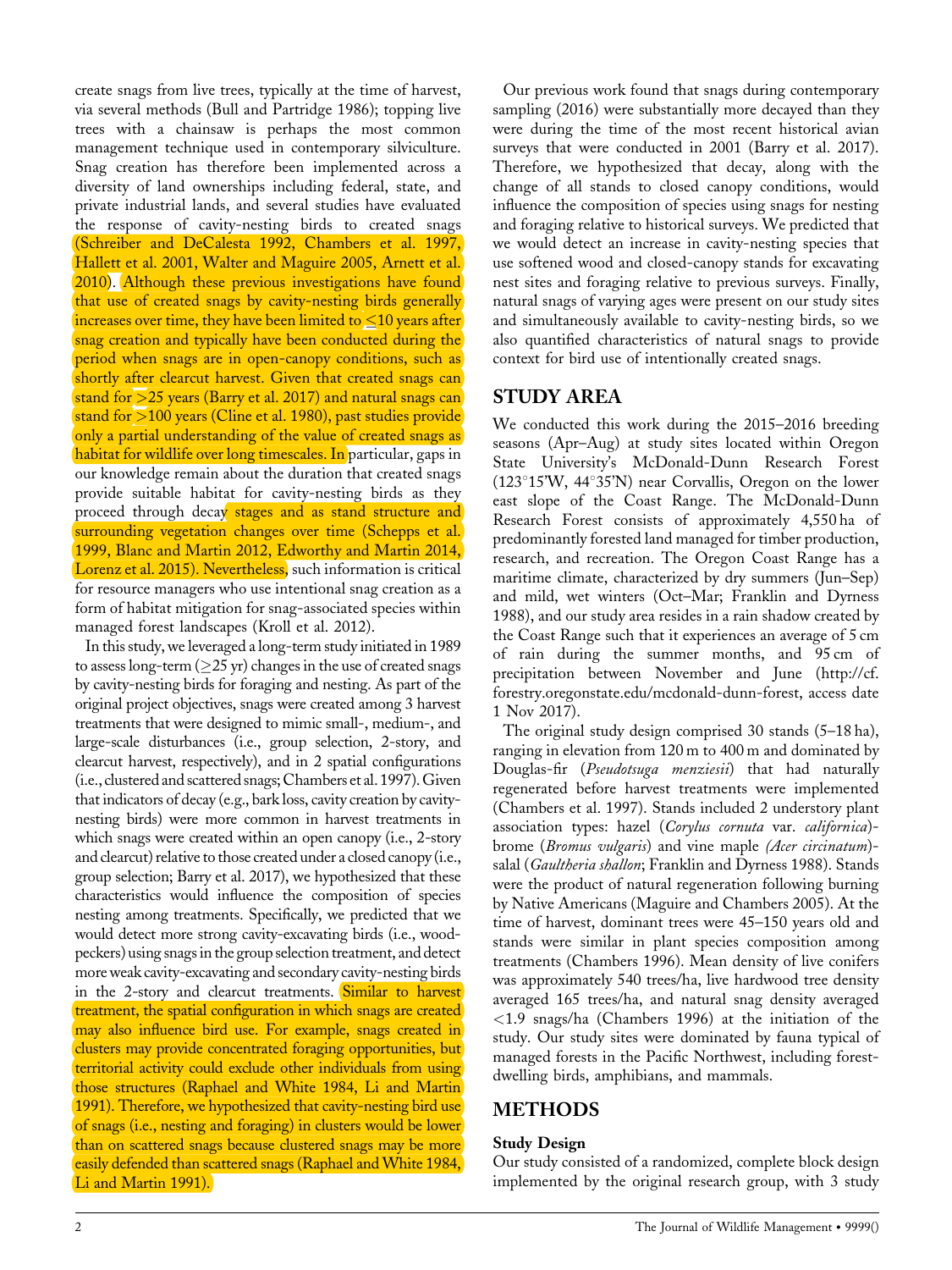create snags from live trees, typically at the time of harvest, via several methods (Bull and Partridge 1986); topping live trees with a chainsaw is perhaps the most common management technique used in contemporary silviculture. Snag creation has therefore been implemented across a diversity of land ownerships including federal, state, and private industrial lands, and several studies have evaluated the response of cavity-nesting birds to created snags (Schreiber and DeCalesta 1992, Chambers et al. 1997, Hallett et al. 2001, Walter and Maguire 2005, Arnett et al. 2010). Although these previous investigations have found that use of created snags by cavity-nesting birds generally increases over time, they have been limited to ≤10 years after snag creation and typically have been conducted during the period when snags are in open-canopy conditions, such as shortly after clearcut harvest. Given that created snags can stand for >25 years (Barry et al. 2017) and natural snags can stand for >100 years (Cline et al. 1980), past studies provide only a partial understanding of the value of created snags as habitat for wildlife over long timescales. In particular, gaps in our knowledge remain about the duration that created snags provide suitable habitat for cavity-nesting birds as they proceed through decay stages and as stand structure and surrounding vegetation changes over time (Schepps et al. 1999, Blanc and Martin 2012, Edworthy and Martin 2014, Lorenz et al. 2015). Nevertheless, such information is critical for resource managers who use intentional snag creation as a form of habitat mitigation for snag-associated species within managed forest landscapes (Kroll et al. 2012).

In this study, we leveraged a long-term study initiated in 1989 to assess long-term (≥25 yr) changes in the use of created snags by cavity-nesting birds for foraging and nesting. As part of the original project objectives, snags were created among 3 harvest treatments that were designed to mimic small-, medium-, and large-scale disturbances (i.e., group selection, 2-story, and clearcut harvest, respectively), and in 2 spatial configurations (i.e., clustered and scattered snags; Chambers et al. 1997). Given that indicators of decay (e.g., bark loss, cavity creation by cavity-nesting birds) were more common in harvest treatments in which snags were created within an open canopy (i.e., 2-story and clearcut) relative to those created under a closed canopy (i.e., group selection; Barry et al. 2017), we hypothesized that these characteristics would influence the composition of species nesting among treatments. Specifically, we predicted that we would detect more strong cavity-excavating birds (i.e., woodpeckers) using snags in the group selection treatment, and detect more weak cavity-excavating and secondary cavity-nesting birds in the 2-story and clearcut treatments. Similar to harvest treatment, the spatial configuration in which snags are created may also influence bird use. For example, snags created in clusters may provide concentrated foraging opportunities, but territorial activity could exclude other individuals from using those structures (Raphael and White 1984, Li and Martin 1991). Therefore, we hypothesized that cavity-nesting bird use of snags (i.e., nesting and foraging) in clusters would be lower than on scattered snags because clustered snags may be more easily defended than scattered snags (Raphael and White 1984, Li and Martin 1991).

Our previous work found that snags during contemporary sampling (2016) were substantially more decayed than they were during the time of the most recent historical avian surveys that were conducted in 2001 (Barry et al. 2017). Therefore, we hypothesized that decay, along with the change of all stands to closed canopy conditions, would influence the composition of species using snags for nesting and foraging relative to historical surveys. We predicted that we would detect an increase in cavity-nesting species that use softened wood and closed-canopy stands for excavating nest sites and foraging relative to previous surveys. Finally, natural snags of varying ages were present on our study sites and simultaneously available to cavity-nesting birds, so we also quantified characteristics of natural snags to provide context for bird use of intentionally created snags.

## STUDY AREA

We conducted this work during the 2015–2016 breeding seasons (Apr–Aug) at study sites located within Oregon State University's McDonald-Dunn Research Forest (123°15′W, 44°35′N) near Corvallis, Oregon on the lower east slope of the Coast Range. The McDonald-Dunn Research Forest consists of approximately 4,550 ha of predominantly forested land managed for timber production, research, and recreation. The Oregon Coast Range has a maritime climate, characterized by dry summers (Jun–Sep) and mild, wet winters (Oct–Mar; Franklin and Dyrness 1988), and our study area resides in a rain shadow created by the Coast Range such that it experiences an average of 5 cm of rain during the summer months, and 95 cm of precipitation between November and June (http://cf.forestry.oregonstate.edu/mcdonald-dunn-forest, access date 1 Nov 2017).

The original study design comprised 30 stands (5–18 ha), ranging in elevation from 120 m to 400 m and dominated by Douglas-fir (*Pseudotsuga menziesii*) that had naturally regenerated before harvest treatments were implemented (Chambers et al. 1997). Stands included 2 understory plant association types: hazel (*Corylus cornuta* var. *californica*)-brome (*Bromus vulgaris*) and vine maple (*Acer circinatum*)-salal (*Gaultheria shallon*; Franklin and Dyrness 1988). Stands were the product of natural regeneration following burning by Native Americans (Maguire and Chambers 2005). At the time of harvest, dominant trees were 45–150 years old and stands were similar in plant species composition among treatments (Chambers 1996). Mean density of live conifers was approximately 540 trees/ha, live hardwood tree density averaged 165 trees/ha, and natural snag density averaged <1.9 snags/ha (Chambers 1996) at the initiation of the study. Our study sites were dominated by fauna typical of managed forests in the Pacific Northwest, including forest-dwelling birds, amphibians, and mammals.

## METHODS

### Study Design

Our study consisted of a randomized, complete block design implemented by the original research group, with 3 study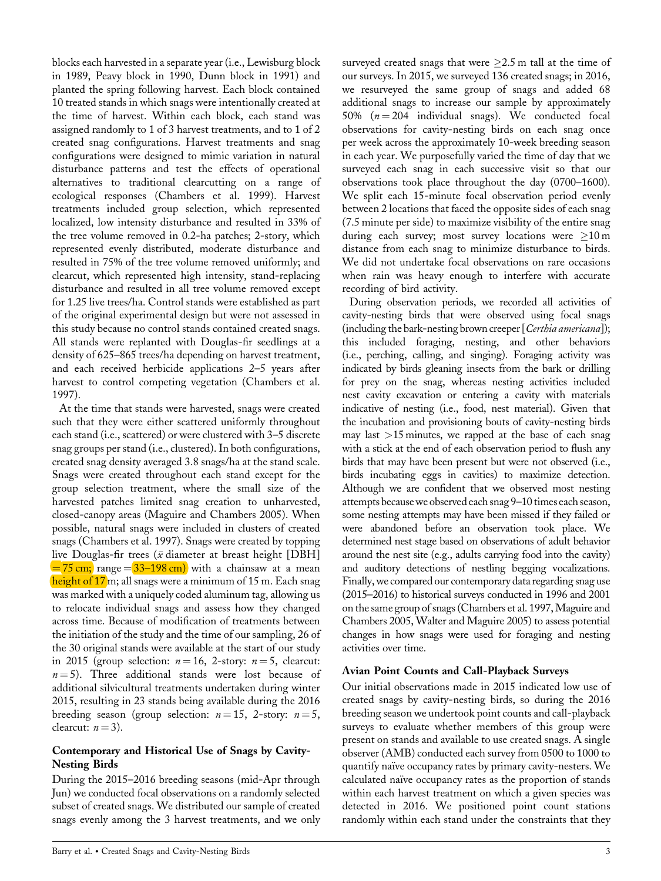blocks each harvested in a separate year (i.e., Lewisburg block in 1989, Peavy block in 1990, Dunn block in 1991) and planted the spring following harvest. Each block contained 10 treated stands in which snags were intentionally created at the time of harvest. Within each block, each stand was assigned randomly to 1 of 3 harvest treatments, and to 1 of 2 created snag configurations. Harvest treatments and snag configurations were designed to mimic variation in natural disturbance patterns and test the effects of operational alternatives to traditional clearcutting on a range of ecological responses (Chambers et al. 1999). Harvest treatments included group selection, which represented localized, low intensity disturbance and resulted in 33% of the tree volume removed in 0.2-ha patches; 2-story, which represented evenly distributed, moderate disturbance and resulted in 75% of the tree volume removed uniformly; and clearcut, which represented high intensity, stand-replacing disturbance and resulted in all tree volume removed except for 1.25 live trees/ha. Control stands were established as part of the original experimental design but were not assessed in this study because no control stands contained created snags. All stands were replanted with Douglas-fir seedlings at a density of 625–865 trees/ha depending on harvest treatment, and each received herbicide applications 2–5 years after harvest to control competing vegetation (Chambers et al. 1997).

At the time that stands were harvested, snags were created such that they were either scattered uniformly throughout each stand (i.e., scattered) or were clustered with 3–5 discrete snag groups per stand (i.e., clustered). In both configurations, created snag density averaged 3.8 snags/ha at the stand scale. Snags were created throughout each stand except for the group selection treatment, where the small size of the harvested patches limited snag creation to unharvested, closed-canopy areas (Maguire and Chambers 2005). When possible, natural snags were included in clusters of created snags (Chambers et al. 1997). Snags were created by topping live Douglas-fir trees ($\bar{x}$ diameter at breast height [DBH] = 75 cm; range = 33–198 cm) with a chainsaw at a mean height of 17 m; all snags were a minimum of 15 m. Each snag was marked with a uniquely coded aluminum tag, allowing us to relocate individual snags and assess how they changed across time. Because of modification of treatments between the initiation of the study and the time of our sampling, 26 of the 30 original stands were available at the start of our study in 2015 (group selection: $n = 16$, 2-story: $n = 5$, clearcut: $n = 5$). Three additional stands were lost because of additional silvicultural treatments undertaken during winter 2015, resulting in 23 stands being available during the 2016 breeding season (group selection: $n = 15$, 2-story: $n = 5$, clearcut: $n = 3$).

### Contemporary and Historical Use of Snags by Cavity-Nesting Birds

During the 2015–2016 breeding seasons (mid-Apr through Jun) we conducted focal observations on a randomly selected subset of created snags. We distributed our sample of created snags evenly among the 3 harvest treatments, and we only surveyed created snags that were ≥2.5 m tall at the time of our surveys. In 2015, we surveyed 136 created snags; in 2016, we resurveyed the same group of snags and added 68 additional snags to increase our sample by approximately 50% ($n = 204$ individual snags). We conducted focal observations for cavity-nesting birds on each snag once per week across the approximately 10-week breeding season in each year. We purposefully varied the time of day that we surveyed each snag in each successive visit so that our observations took place throughout the day (0700–1600). We split each 15-minute focal observation period evenly between 2 locations that faced the opposite sides of each snag (7.5 minute per side) to maximize visibility of the entire snag during each survey; most survey locations were ≥10 m distance from each snag to minimize disturbance to birds. We did not undertake focal observations on rare occasions when rain was heavy enough to interfere with accurate recording of bird activity.

During observation periods, we recorded all activities of cavity-nesting birds that were observed using focal snags (including the bark-nesting brown creeper [*Certhia americana*]); this included foraging, nesting, and other behaviors (i.e., perching, calling, and singing). Foraging activity was indicated by birds gleaning insects from the bark or drilling for prey on the snag, whereas nesting activities included nest cavity excavation or entering a cavity with materials indicative of nesting (i.e., food, nest material). Given that the incubation and provisioning bouts of cavity-nesting birds may last >15 minutes, we rapped at the base of each snag with a stick at the end of each observation period to flush any birds that may have been present but were not observed (i.e., birds incubating eggs in cavities) to maximize detection. Although we are confident that we observed most nesting attempts because we observed each snag 9–10 times each season, some nesting attempts may have been missed if they failed or were abandoned before an observation took place. We determined nest stage based on observations of adult behavior around the nest site (e.g., adults carrying food into the cavity) and auditory detections of nestling begging vocalizations. Finally, we compared our contemporary data regarding snag use (2015–2016) to historical surveys conducted in 1996 and 2001 on the same group of snags (Chambers et al. 1997, Maguire and Chambers 2005, Walter and Maguire 2005) to assess potential changes in how snags were used for foraging and nesting activities over time.

### Avian Point Counts and Call-Playback Surveys

Our initial observations made in 2015 indicated low use of created snags by cavity-nesting birds, so during the 2016 breeding season we undertook point counts and call-playback surveys to evaluate whether members of this group were present on stands and available to use created snags. A single observer (AMB) conducted each survey from 0500 to 1000 to quantify naïve occupancy rates by primary cavity-nesters. We calculated naïve occupancy rates as the proportion of stands within each harvest treatment on which a given species was detected in 2016. We positioned point count stations randomly within each stand under the constraints that they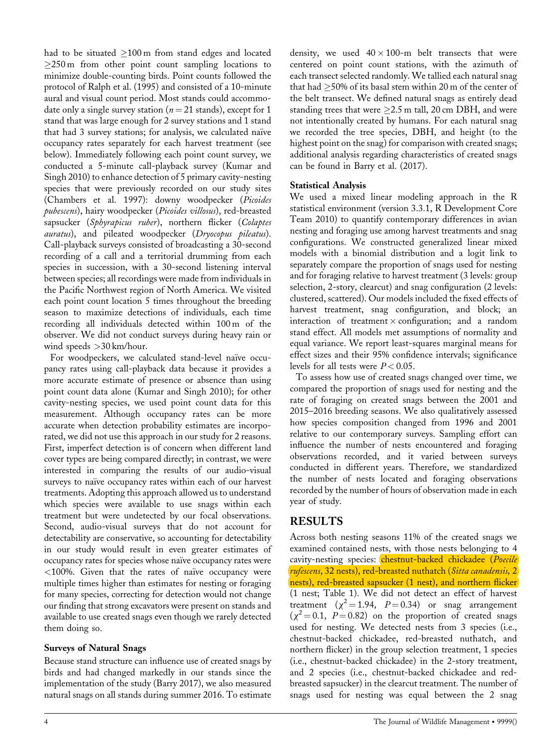had to be situated ≥100 m from stand edges and located ≥250 m from other point count sampling locations to minimize double-counting birds. Point counts followed the protocol of Ralph et al. (1995) and consisted of a 10-minute aural and visual count period. Most stands could accommodate only a single survey station ($n = 21$ stands), except for 1 stand that was large enough for 2 survey stations and 1 stand that had 3 survey stations; for analysis, we calculated naïve occupancy rates separately for each harvest treatment (see below). Immediately following each point count survey, we conducted a 5-minute call-playback survey (Kumar and Singh 2010) to enhance detection of 5 primary cavity-nesting species that were previously recorded on our study sites (Chambers et al. 1997): downy woodpecker (*Picoides pubescens*), hairy woodpecker (*Picoides villosus*), red-breasted sapsucker (*Sphyrapicus ruber*), northern flicker (*Colaptes auratus*), and pileated woodpecker (*Dryocopus pileatus*). Call-playback surveys consisted of broadcasting a 30-second recording of a call and a territorial drumming from each species in succession, with a 30-second listening interval between species; all recordings were made from individuals in the Pacific Northwest region of North America. We visited each point count location 5 times throughout the breeding season to maximize detections of individuals, each time recording all individuals detected within 100 m of the observer. We did not conduct surveys during heavy rain or wind speeds >30 km/hour.

For woodpeckers, we calculated stand-level naïve occupancy rates using call-playback data because it provides a more accurate estimate of presence or absence than using point count data alone (Kumar and Singh 2010); for other cavity-nesting species, we used point count data for this measurement. Although occupancy rates can be more accurate when detection probability estimates are incorporated, we did not use this approach in our study for 2 reasons. First, imperfect detection is of concern when different land cover types are being compared directly; in contrast, we were interested in comparing the results of our audio-visual surveys to naïve occupancy rates within each of our harvest treatments. Adopting this approach allowed us to understand which species were available to use snags within each treatment but were undetected by our focal observations. Second, audio-visual surveys that do not account for detectability are conservative, so accounting for detectability in our study would result in even greater estimates of occupancy rates for species whose naïve occupancy rates were <100%. Given that the rates of naïve occupancy were multiple times higher than estimates for nesting or foraging for many species, correcting for detection would not change our finding that strong excavators were present on stands and available to use created snags even though we rarely detected them doing so.

### Surveys of Natural Snags

Because stand structure can influence use of created snags by birds and had changed markedly in our stands since the implementation of the study (Barry 2017), we also measured natural snags on all stands during summer 2016. To estimate density, we used 40 × 100-m belt transects that were centered on point count stations, with the azimuth of each transect selected randomly. We tallied each natural snag that had ≥50% of its basal stem within 20 m of the center of the belt transect. We defined natural snags as entirely dead standing trees that were ≥2.5 m tall, 20 cm DBH, and were not intentionally created by humans. For each natural snag we recorded the tree species, DBH, and height (to the highest point on the snag) for comparison with created snags; additional analysis regarding characteristics of created snags can be found in Barry et al. (2017).

### Statistical Analysis

We used a mixed linear modeling approach in the R statistical environment (version 3.3.1, R Development Core Team 2010) to quantify contemporary differences in avian nesting and foraging use among harvest treatments and snag configurations. We constructed generalized linear mixed models with a binomial distribution and a logit link to separately compare the proportion of snags used for nesting and for foraging relative to harvest treatment (3 levels: group selection, 2-story, clearcut) and snag configuration (2 levels: clustered, scattered). Our models included the fixed effects of harvest treatment, snag configuration, and block; an interaction of treatment × configuration; and a random stand effect. All models met assumptions of normality and equal variance. We report least-squares marginal means for effect sizes and their 95% confidence intervals; significance levels for all tests were $P < 0.05$.

To assess how use of created snags changed over time, we compared the proportion of snags used for nesting and the rate of foraging on created snags between the 2001 and 2015–2016 breeding seasons. We also qualitatively assessed how species composition changed from 1996 and 2001 relative to our contemporary surveys. Sampling effort can influence the number of nests encountered and foraging observations recorded, and it varied between surveys conducted in different years. Therefore, we standardized the number of nests located and foraging observations recorded by the number of hours of observation made in each year of study.

## RESULTS

Across both nesting seasons 11% of the created snags we examined contained nests, with those nests belonging to 4 cavity-nesting species: chestnut-backed chickadee (*Poecile rufescens*, 32 nests), red-breasted nuthatch (*Sitta canadensis,* 2 nests), red-breasted sapsucker (1 nest), and northern flicker (1 nest; Table 1). We did not detect an effect of harvest treatment ($\chi^2 = 1.94$, $P = 0.34$) or snag arrangement ($\chi^2 = 0.1$, $P = 0.82$) on the proportion of created snags used for nesting. We detected nests from 3 species (i.e., chestnut-backed chickadee, red-breasted nuthatch, and northern flicker) in the group selection treatment, 1 species (i.e., chestnut-backed chickadee) in the 2-story treatment, and 2 species (i.e., chestnut-backed chickadee and red-breasted sapsucker) in the clearcut treatment. The number of snags used for nesting was equal between the 2 snag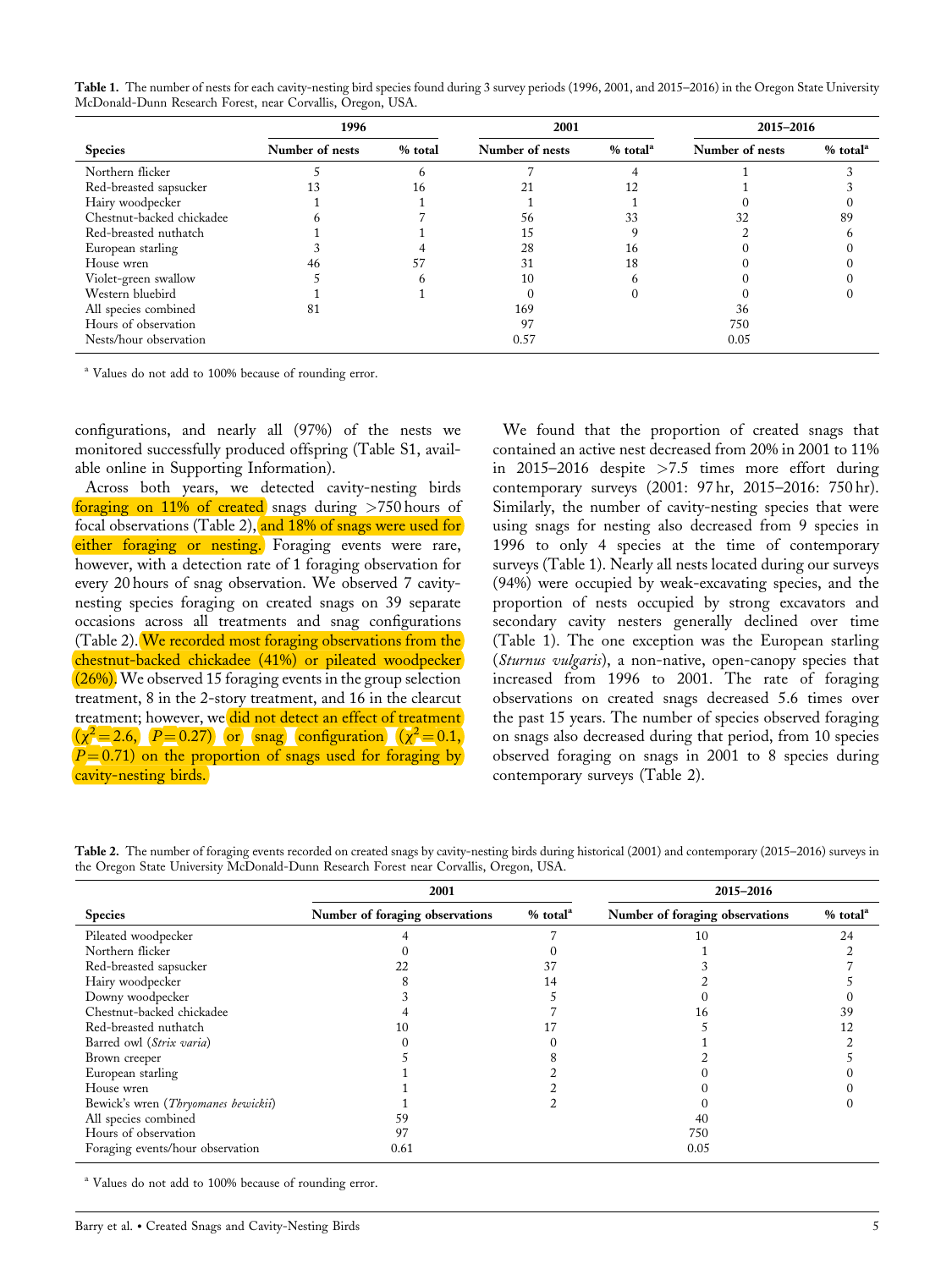**Table 1.** The number of nests for each cavity-nesting bird species found during 3 survey periods (1996, 2001, and 2015–2016) in the Oregon State University McDonald-Dunn Research Forest, near Corvallis, Oregon, USA.

| | 1996 | | 2001 | | 2015–2016 | |
|---|---|---|---|---|---|---|
| Species | Number of nests | % total | Number of nests | % total[a] | Number of nests | % total[a] |
| Northern flicker | 5 | 6 | 7 | 4 | 1 | 3 |
| Red-breasted sapsucker | 13 | 16 | 21 | 12 | 1 | 3 |
| Hairy woodpecker | 1 | 1 | 1 | 1 | 0 | 0 |
| Chestnut-backed chickadee | 6 | 7 | 56 | 33 | 32 | 89 |
| Red-breasted nuthatch | 1 | 1 | 15 | 9 | 2 | 6 |
| European starling | 3 | 4 | 28 | 16 | 0 | 0 |
| House wren | 46 | 57 | 31 | 18 | 0 | 0 |
| Violet-green swallow | 5 | 6 | 10 | 6 | 0 | 0 |
| Western bluebird | 1 | 1 | 0 | 0 | 0 | 0 |
| All species combined | 81 | | 169 | | 36 | |
| Hours of observation | | | 97 | | 750 | |
| Nests/hour observation | | | 0.57 | | 0.05 | |

[a] Values do not add to 100% because of rounding error.

configurations, and nearly all (97%) of the nests we monitored successfully produced offspring (Table S1, available online in Supporting Information).

Across both years, we detected cavity-nesting birds foraging on 11% of created snags during >750 hours of focal observations (Table 2), and 18% of snags were used for either foraging or nesting. Foraging events were rare, however, with a detection rate of 1 foraging observation for every 20 hours of snag observation. We observed 7 cavity-nesting species foraging on created snags on 39 separate occasions across all treatments and snag configurations (Table 2). We recorded most foraging observations from the chestnut-backed chickadee (41%) or pileated woodpecker (26%). We observed 15 foraging events in the group selection treatment, 8 in the 2-story treatment, and 16 in the clearcut treatment; however, we did not detect an effect of treatment ($\chi^2 = 2.6$, $P = 0.27$) or snag configuration ($\chi^2 = 0.1$, $P = 0.71$) on the proportion of snags used for foraging by cavity-nesting birds.

We found that the proportion of created snags that contained an active nest decreased from 20% in 2001 to 11% in 2015–2016 despite >7.5 times more effort during contemporary surveys (2001: 97 hr, 2015–2016: 750 hr). Similarly, the number of cavity-nesting species that were using snags for nesting also decreased from 9 species in 1996 to only 4 species at the time of contemporary surveys (Table 1). Nearly all nests located during our surveys (94%) were occupied by weak-excavating species, and the proportion of nests occupied by strong excavators and secondary cavity nesters generally declined over time (Table 1). The one exception was the European starling (*Sturnus vulgaris*), a non-native, open-canopy species that increased from 1996 to 2001. The rate of foraging observations on created snags decreased 5.6 times over the past 15 years. The number of species observed foraging on snags also decreased during that period, from 10 species observed foraging on snags in 2001 to 8 species during contemporary surveys (Table 2).

**Table 2.** The number of foraging events recorded on created snags by cavity-nesting birds during historical (2001) and contemporary (2015–2016) surveys in the Oregon State University McDonald-Dunn Research Forest near Corvallis, Oregon, USA.

| | 2001 | | 2015–2016 | |
|---|---|---|---|---|
| Species | Number of foraging observations | % total[a] | Number of foraging observations | % total[a] |
| Pileated woodpecker | 4 | 7 | 10 | 24 |
| Northern flicker | 0 | 0 | 1 | 2 |
| Red-breasted sapsucker | 22 | 37 | 3 | 7 |
| Hairy woodpecker | 8 | 14 | 2 | 5 |
| Downy woodpecker | 3 | 5 | 0 | 0 |
| Chestnut-backed chickadee | 4 | 7 | 16 | 39 |
| Red-breasted nuthatch | 10 | 17 | 5 | 12 |
| Barred owl (*Strix varia*) | 0 | 0 | 1 | 2 |
| Brown creeper | 5 | 8 | 2 | 5 |
| European starling | 1 | 2 | 0 | 0 |
| House wren | 1 | 2 | 0 | 0 |
| Bewick's wren (*Thryomanes bewickii*) | 1 | 2 | 0 | 0 |
| All species combined | 59 | | 40 | |
| Hours of observation | 97 | | 750 | |
| Foraging events/hour observation | 0.61 | | 0.05 | |

[a] Values do not add to 100% because of rounding error.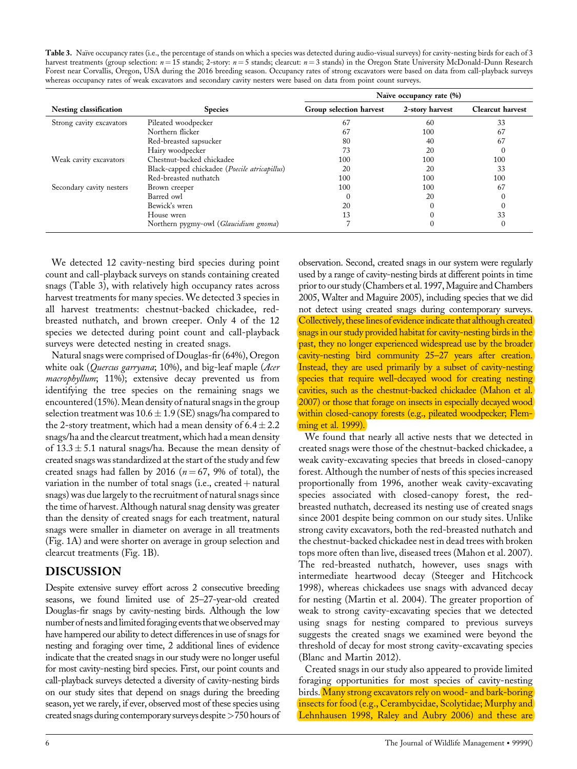**Table 3.** Naïve occupancy rates (i.e., the percentage of stands on which a species was detected during audio-visual surveys) for cavity-nesting birds for each of 3 harvest treatments (group selection: $n = 15$ stands; 2-story: $n = 5$ stands; clearcut: $n = 3$ stands) in the Oregon State University McDonald-Dunn Research Forest near Corvallis, Oregon, USA during the 2016 breeding season. Occupancy rates of strong excavators were based on data from call-playback surveys whereas occupancy rates of weak excavators and secondary cavity nesters were based on data from point count surveys.

| Nesting classification | Species | Naïve occupancy rate (%) | | |
|---|---|---|---|---|
| | | Group selection harvest | 2-story harvest | Clearcut harvest |
| Strong cavity excavators | Pileated woodpecker | 67 | 60 | 33 |
| | Northern flicker | 67 | 100 | 67 |
| | Red-breasted sapsucker | 80 | 40 | 67 |
| | Hairy woodpecker | 73 | 20 | 0 |
| Weak cavity excavators | Chestnut-backed chickadee | 100 | 100 | 100 |
| | Black-capped chickadee (*Poecile atricapillus*) | 20 | 20 | 33 |
| | Red-breasted nuthatch | 100 | 100 | 100 |
| Secondary cavity nesters | Brown creeper | 100 | 100 | 67 |
| | Barred owl | 0 | 20 | 0 |
| | Bewick's wren | 20 | 0 | 0 |
| | House wren | 13 | 0 | 33 |
| | Northern pygmy-owl (*Glaucidium gnoma*) | 7 | 0 | 0 |

We detected 12 cavity-nesting bird species during point count and call-playback surveys on stands containing created snags (Table 3), with relatively high occupancy rates across harvest treatments for many species. We detected 3 species in all harvest treatments: chestnut-backed chickadee, red-breasted nuthatch, and brown creeper. Only 4 of the 12 species we detected during point count and call-playback surveys were detected nesting in created snags.

Natural snags were comprised of Douglas-fir (64%), Oregon white oak (*Quercus garryana*; 10%), and big-leaf maple (*Acer macrophyllum*; 11%); extensive decay prevented us from identifying the tree species on the remaining snags we encountered (15%). Mean density of natural snags in the group selection treatment was $10.6 \pm 1.9$ (SE) snags/ha compared to the 2-story treatment, which had a mean density of $6.4 \pm 2.2$ snags/ha and the clearcut treatment, which had a mean density of $13.3 \pm 5.1$ natural snags/ha. Because the mean density of created snags was standardized at the start of the study and few created snags had fallen by 2016 ($n = 67$, 9% of total), the variation in the number of total snags (i.e., created + natural snags) was due largely to the recruitment of natural snags since the time of harvest. Although natural snag density was greater than the density of created snags for each treatment, natural snags were smaller in diameter on average in all treatments (Fig. 1A) and were shorter on average in group selection and clearcut treatments (Fig. 1B).

## DISCUSSION

Despite extensive survey effort across 2 consecutive breeding seasons, we found limited use of 25–27-year-old created Douglas-fir snags by cavity-nesting birds. Although the low number of nests and limited foraging events that we observed may have hampered our ability to detect differences in use of snags for nesting and foraging over time, 2 additional lines of evidence indicate that the created snags in our study were no longer useful for most cavity-nesting bird species. First, our point counts and call-playback surveys detected a diversity of cavity-nesting birds on our study sites that depend on snags during the breeding season, yet we rarely, if ever, observed most of these species using created snags during contemporary surveys despite >750 hours of observation. Second, created snags in our system were regularly used by a range of cavity-nesting birds at different points in time prior to our study (Chambers et al. 1997, Maguire and Chambers 2005, Walter and Maguire 2005), including species that we did not detect using created snags during contemporary surveys. Collectively, these lines of evidence indicate that although created snags in our study provided habitat for cavity-nesting birds in the past, they no longer experienced widespread use by the broader cavity-nesting bird community 25–27 years after creation. Instead, they are used primarily by a subset of cavity-nesting species that require well-decayed wood for creating nesting cavities, such as the chestnut-backed chickadee (Mahon et al. 2007) or those that forage on insects in especially decayed wood within closed-canopy forests (e.g., pileated woodpecker; Flemming et al. 1999).

We found that nearly all active nests that we detected in created snags were those of the chestnut-backed chickadee, a weak cavity-excavating species that breeds in closed-canopy forest. Although the number of nests of this species increased proportionally from 1996, another weak cavity-excavating species associated with closed-canopy forest, the red-breasted nuthatch, decreased its nesting use of created snags since 2001 despite being common on our study sites. Unlike strong cavity excavators, both the red-breasted nuthatch and the chestnut-backed chickadee nest in dead trees with broken tops more often than live, diseased trees (Mahon et al. 2007). The red-breasted nuthatch, however, uses snags with intermediate heartwood decay (Steeger and Hitchcock 1998), whereas chickadees use snags with advanced decay for nesting (Martin et al. 2004). The greater proportion of weak to strong cavity-excavating species that we detected using snags for nesting compared to previous surveys suggests the created snags we examined were beyond the threshold of decay for most strong cavity-excavating species (Blanc and Martin 2012).

Created snags in our study also appeared to provide limited foraging opportunities for most species of cavity-nesting birds. Many strong excavators rely on wood- and bark-boring insects for food (e.g., Cerambycidae, Scolytidae; Murphy and Lehnhausen 1998, Raley and Aubry 2006) and these are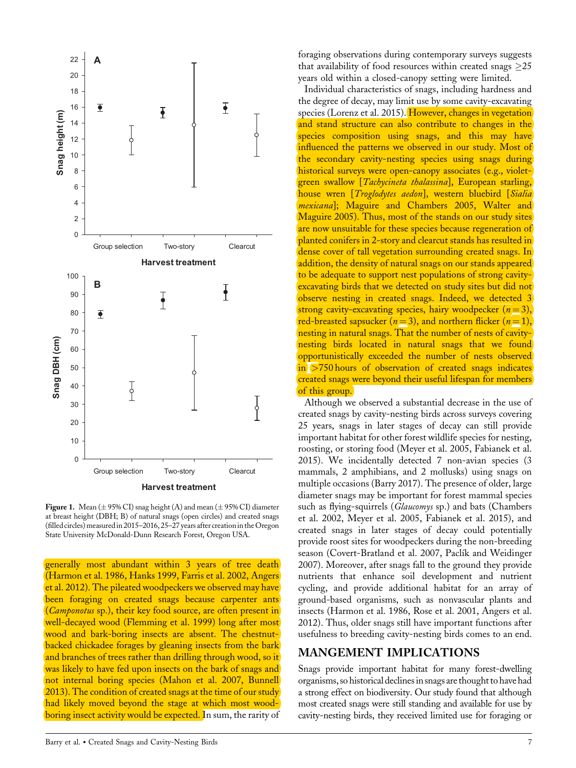generally most abundant within 3 years of tree death (Harmon et al. 1986, Hanks 1999, Farris et al. 2002, Angers et al. 2012). The pileated woodpeckers we observed may have been foraging on created snags because carpenter ants (*Camponotus* sp.), their key food source, are often present in well-decayed wood (Flemming et al. 1999) long after most wood and bark-boring insects are absent. The chestnut-backed chickadee forages by gleaning insects from the bark and branches of trees rather than drilling through wood, so it was likely to have fed upon insects on the bark of snags and not internal boring species (Mahon et al. 2007, Bunnell 2013). The condition of created snags at the time of our study had likely moved beyond the stage at which most wood-boring insect activity would be expected. In sum, the rarity of foraging observations during contemporary surveys suggests that availability of food resources within created snags ≥25 years old within a closed-canopy setting were limited.

Individual characteristics of snags, including hardness and the degree of decay, may limit use by some cavity-excavating species (Lorenz et al. 2015). However, changes in vegetation and stand structure can also contribute to changes in the species composition using snags, and this may have influenced the patterns we observed in our study. Most of the secondary cavity-nesting species using snags during historical surveys were open-canopy associates (e.g., violet-green swallow [*Tachycineta thalassina*], European starling, house wren [*Troglodytes aedon*], western bluebird [*Sialia mexicana*]; Maguire and Chambers 2005, Walter and Maguire 2005). Thus, most of the stands on our study sites are now unsuitable for these species because regeneration of planted conifers in 2-story and clearcut stands has resulted in dense cover of tall vegetation surrounding created snags. In addition, the density of natural snags on our stands appeared to be adequate to support nest populations of strong cavity-excavating birds that we detected on study sites but did not observe nesting in created snags. Indeed, we detected 3 strong cavity-excavating species, hairy woodpecker ($n = 3$), red-breasted sapsucker ($n = 3$), and northern flicker ($n = 1$), nesting in natural snags. That the number of nests of cavity-nesting birds located in natural snags that we found opportunistically exceeded the number of nests observed in >750 hours of observation of created snags indicates created snags were beyond their useful lifespan for members of this group.

Although we observed a substantial decrease in the use of created snags by cavity-nesting birds across surveys covering 25 years, snags in later stages of decay can still provide important habitat for other forest wildlife species for nesting, roosting, or storing food (Meyer et al. 2005, Fabianek et al. 2015). We incidentally detected 7 non-avian species (3 mammals, 2 amphibians, and 2 mollusks) using snags on multiple occasions (Barry 2017). The presence of older, large diameter snags may be important for forest mammal species such as flying-squirrels (*Glaucomys* sp.) and bats (Chambers et al. 2002, Meyer et al. 2005, Fabianek et al. 2015), and created snags in later stages of decay could potentially provide roost sites for woodpeckers during the non-breeding season (Covert-Bratland et al. 2007, Paclík and Weidinger 2007). Moreover, after snags fall to the ground they provide nutrients that enhance soil development and nutrient cycling, and provide additional habitat for an array of ground-based organisms, such as nonvascular plants and insects (Harmon et al. 1986, Rose et al. 2001, Angers et al. 2012). Thus, older snags still have important functions after usefulness to breeding cavity-nesting birds comes to an end.

## MANGEMENT IMPLICATIONS

Snags provide important habitat for many forest-dwelling organisms, so historical declines in snags are thought to have had a strong effect on biodiversity. Our study found that although most created snags were still standing and available for use by cavity-nesting birds, they received limited use for foraging or

**Figure 1.** Mean (± 95% CI) snag height (A) and mean (± 95% CI) diameter at breast height (DBH; B) of natural snags (open circles) and created snags (filled circles) measured in 2015–2016, 25–27 years after creation in the Oregon State University McDonald-Dunn Research Forest, Oregon USA.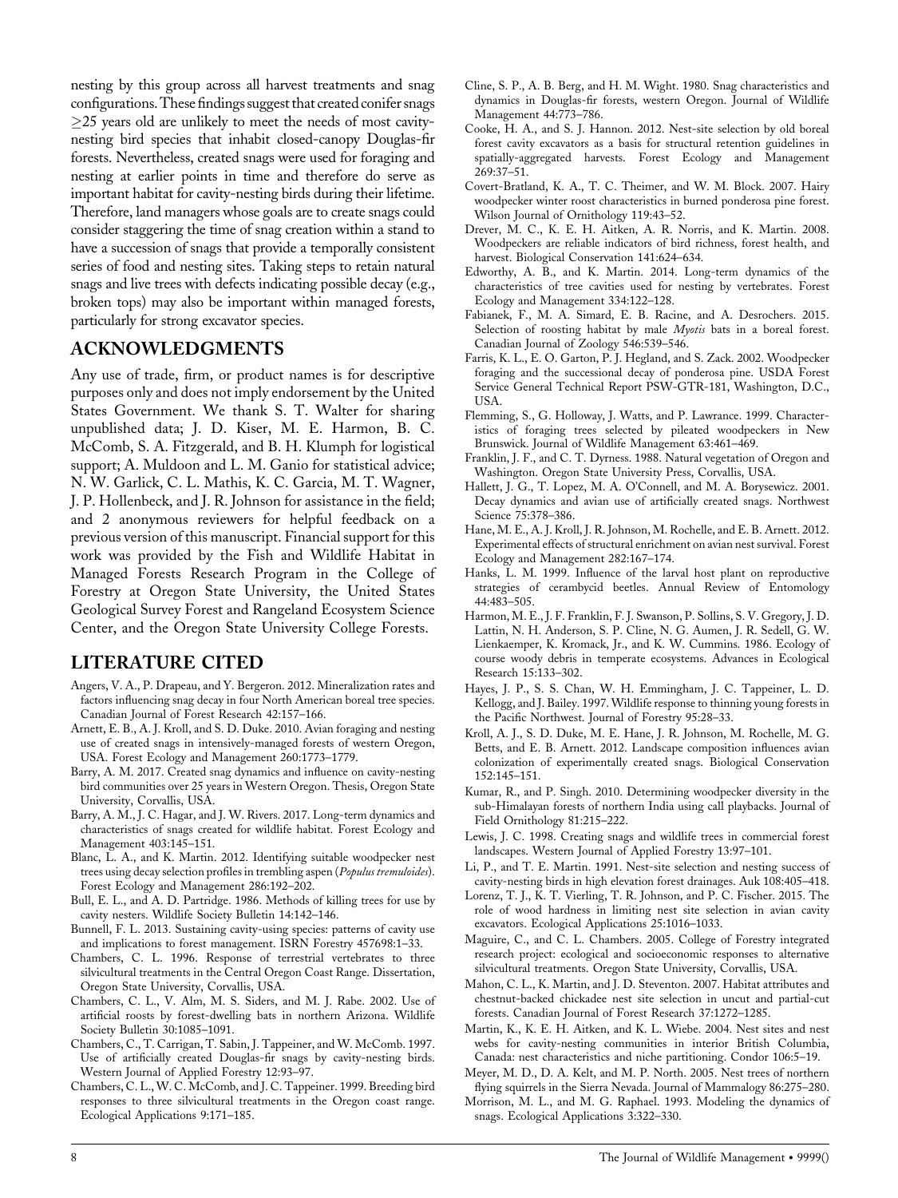nesting by this group across all harvest treatments and snag configurations. These findings suggest that created conifer snags $\geq$25 years old are unlikely to meet the needs of most cavity-nesting bird species that inhabit closed-canopy Douglas-fir forests. Nevertheless, created snags were used for foraging and nesting at earlier points in time and therefore do serve as important habitat for cavity-nesting birds during their lifetime. Therefore, land managers whose goals are to create snags could consider staggering the time of snag creation within a stand to have a succession of snags that provide a temporally consistent series of food and nesting sites. Taking steps to retain natural snags and live trees with defects indicating possible decay (e.g., broken tops) may also be important within managed forests, particularly for strong excavator species.

## ACKNOWLEDGMENTS

Any use of trade, firm, or product names is for descriptive purposes only and does not imply endorsement by the United States Government. We thank S. T. Walter for sharing unpublished data; J. D. Kiser, M. E. Harmon, B. C. McComb, S. A. Fitzgerald, and B. H. Klumph for logistical support; A. Muldoon and L. M. Ganio for statistical advice; N. W. Garlick, C. L. Mathis, K. C. Garcia, M. T. Wagner, J. P. Hollenbeck, and J. R. Johnson for assistance in the field; and 2 anonymous reviewers for helpful feedback on a previous version of this manuscript. Financial support for this work was provided by the Fish and Wildlife Habitat in Managed Forests Research Program in the College of Forestry at Oregon State University, the United States Geological Survey Forest and Rangeland Ecosystem Science Center, and the Oregon State University College Forests.

## LITERATURE CITED

Angers, V. A., P. Drapeau, and Y. Bergeron. 2012. Mineralization rates and factors influencing snag decay in four North American boreal tree species. Canadian Journal of Forest Research 42:157–166.

Arnett, E. B., A. J. Kroll, and S. D. Duke. 2010. Avian foraging and nesting use of created snags in intensively-managed forests of western Oregon, USA. Forest Ecology and Management 260:1773–1779.

Barry, A. M. 2017. Created snag dynamics and influence on cavity-nesting bird communities over 25 years in Western Oregon. Thesis, Oregon State University, Corvallis, USA.

Barry, A. M., J. C. Hagar, and J. W. Rivers. 2017. Long-term dynamics and characteristics of snags created for wildlife habitat. Forest Ecology and Management 403:145–151.

Blanc, L. A., and K. Martin. 2012. Identifying suitable woodpecker nest trees using decay selection profiles in trembling aspen (*Populus tremuloides*). Forest Ecology and Management 286:192–202.

Bull, E. L., and A. D. Partridge. 1986. Methods of killing trees for use by cavity nesters. Wildlife Society Bulletin 14:142–146.

Bunnell, F. L. 2013. Sustaining cavity-using species: patterns of cavity use and implications to forest management. ISRN Forestry 457698:1–33.

Chambers, C. L. 1996. Response of terrestrial vertebrates to three silvicultural treatments in the Central Oregon Coast Range. Dissertation, Oregon State University, Corvallis, USA.

Chambers, C. L., V. Alm, M. S. Siders, and M. J. Rabe. 2002. Use of artificial roosts by forest-dwelling bats in northern Arizona. Wildlife Society Bulletin 30:1085–1091.

Chambers, C., T. Carrigan, T. Sabin, J. Tappeiner, and W. McComb. 1997. Use of artificially created Douglas-fir snags by cavity-nesting birds. Western Journal of Applied Forestry 12:93–97.

Chambers, C. L., W. C. McComb, and J. C. Tappeiner. 1999. Breeding bird responses to three silvicultural treatments in the Oregon coast range. Ecological Applications 9:171–185.

Cline, S. P., A. B. Berg, and H. M. Wight. 1980. Snag characteristics and dynamics in Douglas-fir forests, western Oregon. Journal of Wildlife Management 44:773–786.

Cooke, H. A., and S. J. Hannon. 2012. Nest-site selection by old boreal forest cavity excavators as a basis for structural retention guidelines in spatially-aggregated harvests. Forest Ecology and Management 269:37–51.

Covert-Bratland, K. A., T. C. Theimer, and W. M. Block. 2007. Hairy woodpecker winter roost characteristics in burned ponderosa pine forest. Wilson Journal of Ornithology 119:43–52.

Drever, M. C., K. E. H. Aitken, A. R. Norris, and K. Martin. 2008. Woodpeckers are reliable indicators of bird richness, forest health, and harvest. Biological Conservation 141:624–634.

Edworthy, A. B., and K. Martin. 2014. Long-term dynamics of the characteristics of tree cavities used for nesting by vertebrates. Forest Ecology and Management 334:122–128.

Fabianek, F., M. A. Simard, E. B. Racine, and A. Desrochers. 2015. Selection of roosting habitat by male *Myotis* bats in a boreal forest. Canadian Journal of Zoology 546:539–546.

Farris, K. L., E. O. Garton, P. J. Hegland, and S. Zack. 2002. Woodpecker foraging and the successional decay of ponderosa pine. USDA Forest Service General Technical Report PSW-GTR-181, Washington, D.C., USA.

Flemming, S., G. Holloway, J. Watts, and P. Lawrance. 1999. Characteristics of foraging trees selected by pileated woodpeckers in New Brunswick. Journal of Wildlife Management 63:461–469.

Franklin, J. F., and C. T. Dyrness. 1988. Natural vegetation of Oregon and Washington. Oregon State University Press, Corvallis, USA.

Hallett, J. G., T. Lopez, M. A. O'Connell, and M. A. Borysewicz. 2001. Decay dynamics and avian use of artificially created snags. Northwest Science 75:378–386.

Hane, M. E., A. J. Kroll, J. R. Johnson, M. Rochelle, and E. B. Arnett. 2012. Experimental effects of structural enrichment on avian nest survival. Forest Ecology and Management 282:167–174.

Hanks, L. M. 1999. Influence of the larval host plant on reproductive strategies of cerambycid beetles. Annual Review of Entomology 44:483–505.

Harmon, M. E., J. F. Franklin, F. J. Swanson, P. Sollins, S. V. Gregory, J. D. Lattin, N. H. Anderson, S. P. Cline, N. G. Aumen, J. R. Sedell, G. W. Lienkaemper, K. Kromack, Jr., and K. W. Cummins. 1986. Ecology of course woody debris in temperate ecosystems. Advances in Ecological Research 15:133–302.

Hayes, J. P., S. S. Chan, W. H. Emmingham, J. C. Tappeiner, L. D. Kellogg, and J. Bailey. 1997. Wildlife response to thinning young forests in the Pacific Northwest. Journal of Forestry 95:28–33.

Kroll, A. J., S. D. Duke, M. E. Hane, J. R. Johnson, M. Rochelle, M. G. Betts, and E. B. Arnett. 2012. Landscape composition influences avian colonization of experimentally created snags. Biological Conservation 152:145–151.

Kumar, R., and P. Singh. 2010. Determining woodpecker diversity in the sub-Himalayan forests of northern India using call playbacks. Journal of Field Ornithology 81:215–222.

Lewis, J. C. 1998. Creating snags and wildlife trees in commercial forest landscapes. Western Journal of Applied Forestry 13:97–101.

Li, P., and T. E. Martin. 1991. Nest-site selection and nesting success of cavity-nesting birds in high elevation forest drainages. Auk 108:405–418.

Lorenz, T. J., K. T. Vierling, T. R. Johnson, and P. C. Fischer. 2015. The role of wood hardness in limiting nest site selection in avian cavity excavators. Ecological Applications 25:1016–1033.

Maguire, C., and C. L. Chambers. 2005. College of Forestry integrated research project: ecological and socioeconomic responses to alternative silvicultural treatments. Oregon State University, Corvallis, USA.

Mahon, C. L., K. Martin, and J. D. Steventon. 2007. Habitat attributes and chestnut-backed chickadee nest site selection in uncut and partial-cut forests. Canadian Journal of Forest Research 37:1272–1285.

Martin, K., K. E. H. Aitken, and K. L. Wiebe. 2004. Nest sites and nest webs for cavity-nesting communities in interior British Columbia, Canada: nest characteristics and niche partitioning. Condor 106:5–19.

Meyer, M. D., D. A. Kelt, and M. P. North. 2005. Nest trees of northern flying squirrels in the Sierra Nevada. Journal of Mammalogy 86:275–280.

Morrison, M. L., and M. G. Raphael. 1993. Modeling the dynamics of snags. Ecological Applications 3:322–330.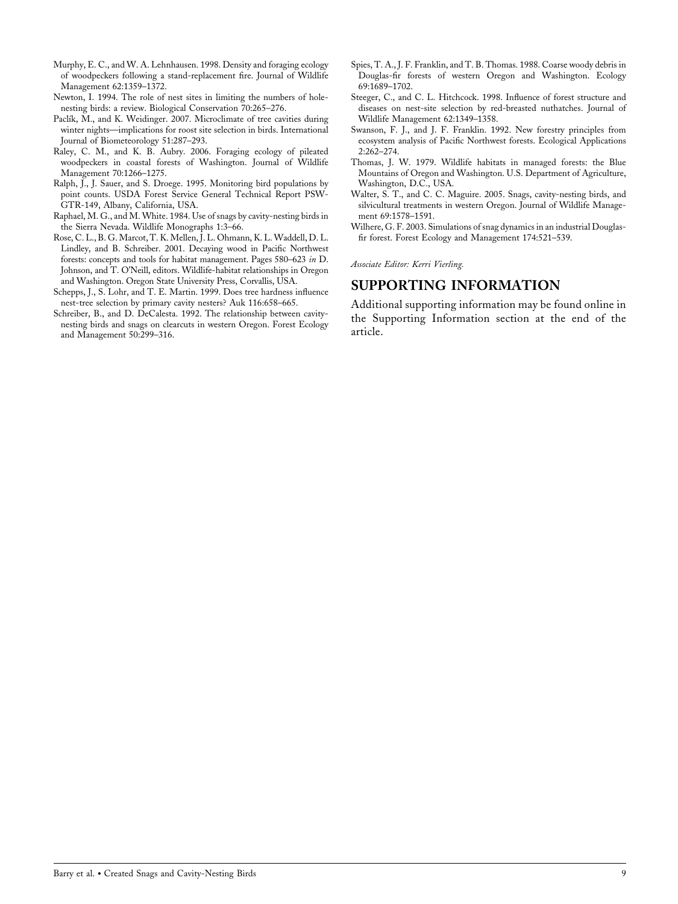Murphy, E. C., and W. A. Lehnhausen. 1998. Density and foraging ecology of woodpeckers following a stand-replacement fire. Journal of Wildlife Management 62:1359–1372.

Newton, I. 1994. The role of nest sites in limiting the numbers of hole-nesting birds: a review. Biological Conservation 70:265–276.

Paclík, M., and K. Weidinger. 2007. Microclimate of tree cavities during winter nights—implications for roost site selection in birds. International Journal of Biometeorology 51:287–293.

Raley, C. M., and K. B. Aubry. 2006. Foraging ecology of pileated woodpeckers in coastal forests of Washington. Journal of Wildlife Management 70:1266–1275.

Ralph, J., J. Sauer, and S. Droege. 1995. Monitoring bird populations by point counts. USDA Forest Service General Technical Report PSW-GTR-149, Albany, California, USA.

Raphael, M. G., and M. White. 1984. Use of snags by cavity-nesting birds in the Sierra Nevada. Wildlife Monographs 1:3–66.

Rose, C. L., B. G. Marcot, T. K. Mellen, J. L. Ohmann, K. L. Waddell, D. L. Lindley, and B. Schreiber. 2001. Decaying wood in Pacific Northwest forests: concepts and tools for habitat management. Pages 580–623 *in* D. Johnson, and T. O'Neill, editors. Wildlife-habitat relationships in Oregon and Washington. Oregon State University Press, Corvallis, USA.

Schepps, J., S. Lohr, and T. E. Martin. 1999. Does tree hardness influence nest-tree selection by primary cavity nesters? Auk 116:658–665.

Schreiber, B., and D. DeCalesta. 1992. The relationship between cavity-nesting birds and snags on clearcuts in western Oregon. Forest Ecology and Management 50:299–316.

Spies, T. A., J. F. Franklin, and T. B. Thomas. 1988. Coarse woody debris in Douglas-fir forests of western Oregon and Washington. Ecology 69:1689–1702.

Steeger, C., and C. L. Hitchcock. 1998. Influence of forest structure and diseases on nest-site selection by red-breasted nuthatches. Journal of Wildlife Management 62:1349–1358.

Swanson, F. J., and J. F. Franklin. 1992. New forestry principles from ecosystem analysis of Pacific Northwest forests. Ecological Applications 2:262–274.

Thomas, J. W. 1979. Wildlife habitats in managed forests: the Blue Mountains of Oregon and Washington. U.S. Department of Agriculture, Washington, D.C., USA.

Walter, S. T., and C. C. Maguire. 2005. Snags, cavity-nesting birds, and silvicultural treatments in western Oregon. Journal of Wildlife Management 69:1578–1591.

Wilhere, G. F. 2003. Simulations of snag dynamics in an industrial Douglas-fir forest. Forest Ecology and Management 174:521–539.

*Associate Editor: Kerri Vierling.*

## SUPPORTING INFORMATION

Additional supporting information may be found online in the Supporting Information section at the end of the article.